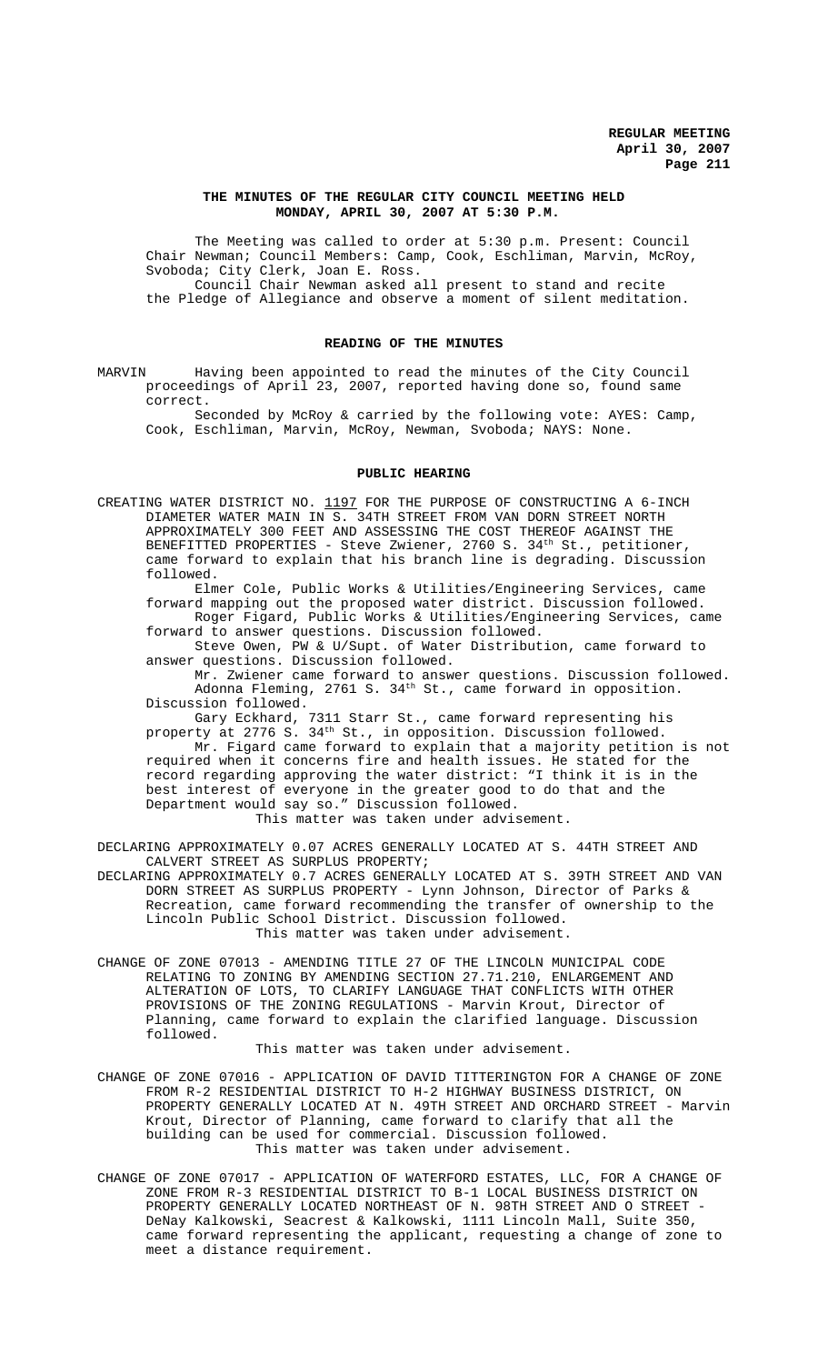**THE MINUTES OF THE REGULAR CITY COUNCIL MEETING HELD MONDAY, APRIL 30, 2007 AT 5:30 P.M.**

The Meeting was called to order at 5:30 p.m. Present: Council Chair Newman; Council Members: Camp, Cook, Eschliman, Marvin, McRoy, Svoboda; City Clerk, Joan E. Ross.

Council Chair Newman asked all present to stand and recite the Pledge of Allegiance and observe a moment of silent meditation.

**READING OF THE MINUTES**

MARVIN Having been appointed to read the minutes of the City Council proceedings of April 23, 2007, reported having done so, found same correct.

Seconded by McRoy & carried by the following vote: AYES: Camp, Cook, Eschliman, Marvin, McRoy, Newman, Svoboda; NAYS: None.

**PUBLIC HEARING**

CREATING WATER DISTRICT NO. 1197 FOR THE PURPOSE OF CONSTRUCTING A 6-INCH DIAMETER WATER MAIN IN S. 34TH STREET FROM VAN DORN STREET NORTH APPROXIMATELY 300 FEET AND ASSESSING THE COST THEREOF AGAINST THE BENEFITTED PROPERTIES - Steve Zwiener, 2760 S. 34th St., petitioner, came forward to explain that his branch line is degrading. Discussion followed.

Elmer Cole, Public Works & Utilities/Engineering Services, came forward mapping out the proposed water district. Discussion followed.

Roger Figard, Public Works & Utilities/Engineering Services, came forward to answer questions. Discussion followed.

Steve Owen, PW & U/Supt. of Water Distribution, came forward to answer questions. Discussion followed.

Mr. Zwiener came forward to answer questions. Discussion followed.

Adonna Fleming, 2761 S. 34th St., came forward in opposition. Discussion followed.

Gary Eckhard, 7311 Starr St., came forward representing his property at 2776 S. 34th St., in opposition. Discussion followed.

Mr. Figard came forward to explain that a majority petition is not required when it concerns fire and health issues. He stated for the record regarding approving the water district: "I think it is in the best interest of everyone in the greater good to do that and the Department would say so." Discussion followed.

This matter was taken under advisement.

DECLARING APPROXIMATELY 0.07 ACRES GENERALLY LOCATED AT S. 44TH STREET AND CALVERT STREET AS SURPLUS PROPERTY;

DECLARING APPROXIMATELY 0.7 ACRES GENERALLY LOCATED AT S. 39TH STREET AND VAN DORN STREET AS SURPLUS PROPERTY - Lynn Johnson, Director of Parks & Recreation, came forward recommending the transfer of ownership to the Lincoln Public School District. Discussion followed.

This matter was taken under advisement.

CHANGE OF ZONE 07013 - AMENDING TITLE 27 OF THE LINCOLN MUNICIPAL CODE RELATING TO ZONING BY AMENDING SECTION 27.71.210, ENLARGEMENT AND ALTERATION OF LOTS, TO CLARIFY LANGUAGE THAT CONFLICTS WITH OTHER PROVISIONS OF THE ZONING REGULATIONS - Marvin Krout, Director of Planning, came forward to explain the clarified language. Discussion followed.

This matter was taken under advisement.

CHANGE OF ZONE 07016 - APPLICATION OF DAVID TITTERINGTON FOR A CHANGE OF ZONE FROM R-2 RESIDENTIAL DISTRICT TO H-2 HIGHWAY BUSINESS DISTRICT, ON PROPERTY GENERALLY LOCATED AT N. 49TH STREET AND ORCHARD STREET - Marvin Krout, Director of Planning, came forward to clarify that all the building can be used for commercial. Discussion followed.

This matter was taken under advisement.

CHANGE OF ZONE 07017 - APPLICATION OF WATERFORD ESTATES, LLC, FOR A CHANGE OF ZONE FROM R-3 RESIDENTIAL DISTRICT TO B-1 LOCAL BUSINESS DISTRICT ON PROPERTY GENERALLY LOCATED NORTHEAST OF N. 98TH STREET AND O STREET - DeNay Kalkowski, Seacrest & Kalkowski, 1111 Lincoln Mall, Suite 350, came forward representing the applicant, requesting a change of zone to meet a distance requirement.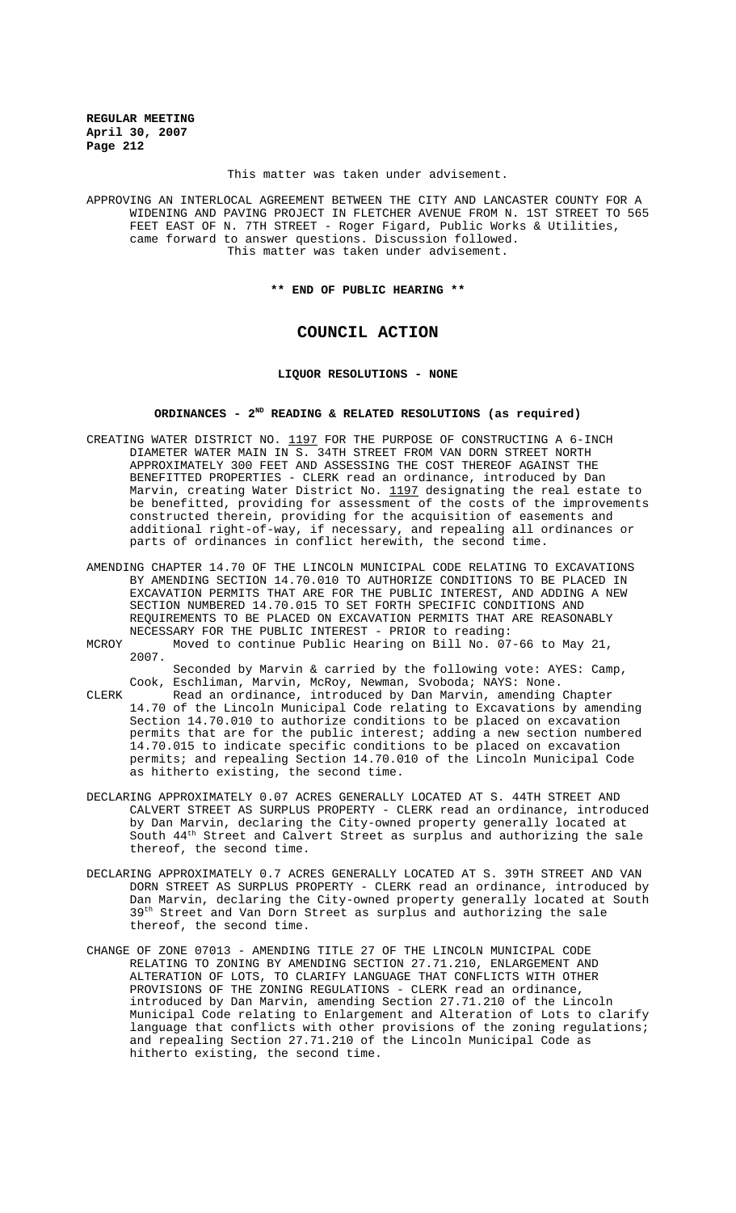This matter was taken under advisement.

APPROVING AN INTERLOCAL AGREEMENT BETWEEN THE CITY AND LANCASTER COUNTY FOR A WIDENING AND PAVING PROJECT IN FLETCHER AVENUE FROM N. 1ST STREET TO 565 FEET EAST OF N. 7TH STREET - Roger Figard, Public Works & Utilities, came forward to answer questions. Discussion followed.
This matter was taken under advisement.

**\*\* END OF PUBLIC HEARING \*\***

# COUNCIL ACTION

**LIQUOR RESOLUTIONS - NONE**

**ORDINANCES - 2ND READING & RELATED RESOLUTIONS (as required)**

CREATING WATER DISTRICT NO. 1197 FOR THE PURPOSE OF CONSTRUCTING A 6-INCH DIAMETER WATER MAIN IN S. 34TH STREET FROM VAN DORN STREET NORTH APPROXIMATELY 300 FEET AND ASSESSING THE COST THEREOF AGAINST THE BENEFITTED PROPERTIES - CLERK read an ordinance, introduced by Dan Marvin, creating Water District No. 1197 designating the real estate to be benefitted, providing for assessment of the costs of the improvements constructed therein, providing for the acquisition of easements and additional right-of-way, if necessary, and repealing all ordinances or parts of ordinances in conflict herewith, the second time.

AMENDING CHAPTER 14.70 OF THE LINCOLN MUNICIPAL CODE RELATING TO EXCAVATIONS BY AMENDING SECTION 14.70.010 TO AUTHORIZE CONDITIONS TO BE PLACED IN EXCAVATION PERMITS THAT ARE FOR THE PUBLIC INTEREST, AND ADDING A NEW SECTION NUMBERED 14.70.015 TO SET FORTH SPECIFIC CONDITIONS AND REQUIREMENTS TO BE PLACED ON EXCAVATION PERMITS THAT ARE REASONABLY NECESSARY FOR THE PUBLIC INTEREST - PRIOR to reading:

MCROY Moved to continue Public Hearing on Bill No. 07-66 to May 21, 2007.
Seconded by Marvin & carried by the following vote: AYES: Camp, Cook, Eschliman, Marvin, McRoy, Newman, Svoboda; NAYS: None.

CLERK Read an ordinance, introduced by Dan Marvin, amending Chapter 14.70 of the Lincoln Municipal Code relating to Excavations by amending Section 14.70.010 to authorize conditions to be placed on excavation permits that are for the public interest; adding a new section numbered 14.70.015 to indicate specific conditions to be placed on excavation permits; and repealing Section 14.70.010 of the Lincoln Municipal Code as hitherto existing, the second time.

DECLARING APPROXIMATELY 0.07 ACRES GENERALLY LOCATED AT S. 44TH STREET AND CALVERT STREET AS SURPLUS PROPERTY - CLERK read an ordinance, introduced by Dan Marvin, declaring the City-owned property generally located at South 44th Street and Calvert Street as surplus and authorizing the sale thereof, the second time.

DECLARING APPROXIMATELY 0.7 ACRES GENERALLY LOCATED AT S. 39TH STREET AND VAN DORN STREET AS SURPLUS PROPERTY - CLERK read an ordinance, introduced by Dan Marvin, declaring the City-owned property generally located at South 39th Street and Van Dorn Street as surplus and authorizing the sale thereof, the second time.

CHANGE OF ZONE 07013 - AMENDING TITLE 27 OF THE LINCOLN MUNICIPAL CODE RELATING TO ZONING BY AMENDING SECTION 27.71.210, ENLARGEMENT AND ALTERATION OF LOTS, TO CLARIFY LANGUAGE THAT CONFLICTS WITH OTHER PROVISIONS OF THE ZONING REGULATIONS - CLERK read an ordinance, introduced by Dan Marvin, amending Section 27.71.210 of the Lincoln Municipal Code relating to Enlargement and Alteration of Lots to clarify language that conflicts with other provisions of the zoning regulations; and repealing Section 27.71.210 of the Lincoln Municipal Code as hitherto existing, the second time.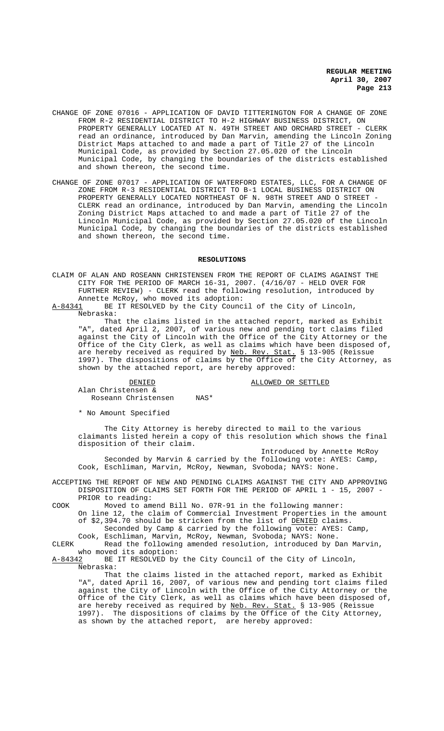CHANGE OF ZONE 07016 - APPLICATION OF DAVID TITTERINGTON FOR A CHANGE OF ZONE FROM R-2 RESIDENTIAL DISTRICT TO H-2 HIGHWAY BUSINESS DISTRICT, ON PROPERTY GENERALLY LOCATED AT N. 49TH STREET AND ORCHARD STREET - CLERK read an ordinance, introduced by Dan Marvin, amending the Lincoln Zoning District Maps attached to and made a part of Title 27 of the Lincoln Municipal Code, as provided by Section 27.05.020 of the Lincoln Municipal Code, by changing the boundaries of the districts established and shown thereon, the second time.

CHANGE OF ZONE 07017 - APPLICATION OF WATERFORD ESTATES, LLC, FOR A CHANGE OF ZONE FROM R-3 RESIDENTIAL DISTRICT TO B-1 LOCAL BUSINESS DISTRICT ON PROPERTY GENERALLY LOCATED NORTHEAST OF N. 98TH STREET AND O STREET - CLERK read an ordinance, introduced by Dan Marvin, amending the Lincoln Zoning District Maps attached to and made a part of Title 27 of the Lincoln Municipal Code, as provided by Section 27.05.020 of the Lincoln Municipal Code, by changing the boundaries of the districts established and shown thereon, the second time.

## RESOLUTIONS

CLAIM OF ALAN AND ROSEANN CHRISTENSEN FROM THE REPORT OF CLAIMS AGAINST THE CITY FOR THE PERIOD OF MARCH 16-31, 2007. (4/16/07 - HELD OVER FOR FURTHER REVIEW) - CLERK read the following resolution, introduced by Annette McRoy, who moved its adoption:

A-84341 BE IT RESOLVED by the City Council of the City of Lincoln, Nebraska:

That the claims listed in the attached report, marked as Exhibit "A", dated April 2, 2007, of various new and pending tort claims filed against the City of Lincoln with the Office of the City Attorney or the Office of the City Clerk, as well as claims which have been disposed of, are hereby received as required by Neb. Rev. Stat. § 13-905 (Reissue 1997). The dispositions of claims by the Office of the City Attorney, as shown by the attached report, are hereby approved:

| DENIED | | ALLOWED OR SETTLED |
|---|---|---|
| Alan Christensen & Roseann Christensen | NAS* | |

* No Amount Specified

The City Attorney is hereby directed to mail to the various claimants listed herein a copy of this resolution which shows the final disposition of their claim.

Introduced by Annette McRoy

Seconded by Marvin & carried by the following vote: AYES: Camp, Cook, Eschliman, Marvin, McRoy, Newman, Svoboda; NAYS: None.

ACCEPTING THE REPORT OF NEW AND PENDING CLAIMS AGAINST THE CITY AND APPROVING DISPOSITION OF CLAIMS SET FORTH FOR THE PERIOD OF APRIL 1 - 15, 2007 - PRIOR to reading:

COOK Moved to amend Bill No. 07R-91 in the following manner:
On line 12, the claim of Commercial Investment Properties in the amount of $2,394.70 should be stricken from the list of DENIED claims.
Seconded by Camp & carried by the following vote: AYES: Camp, Cook, Eschliman, Marvin, McRoy, Newman, Svoboda; NAYS: None.

CLERK Read the following amended resolution, introduced by Dan Marvin, who moved its adoption:

A-84342 BE IT RESOLVED by the City Council of the City of Lincoln, Nebraska:

That the claims listed in the attached report, marked as Exhibit "A", dated April 16, 2007, of various new and pending tort claims filed against the City of Lincoln with the Office of the City Attorney or the Office of the City Clerk, as well as claims which have been disposed of, are hereby received as required by Neb. Rev. Stat. § 13-905 (Reissue 1997). The dispositions of claims by the Office of the City Attorney, as shown by the attached report, are hereby approved: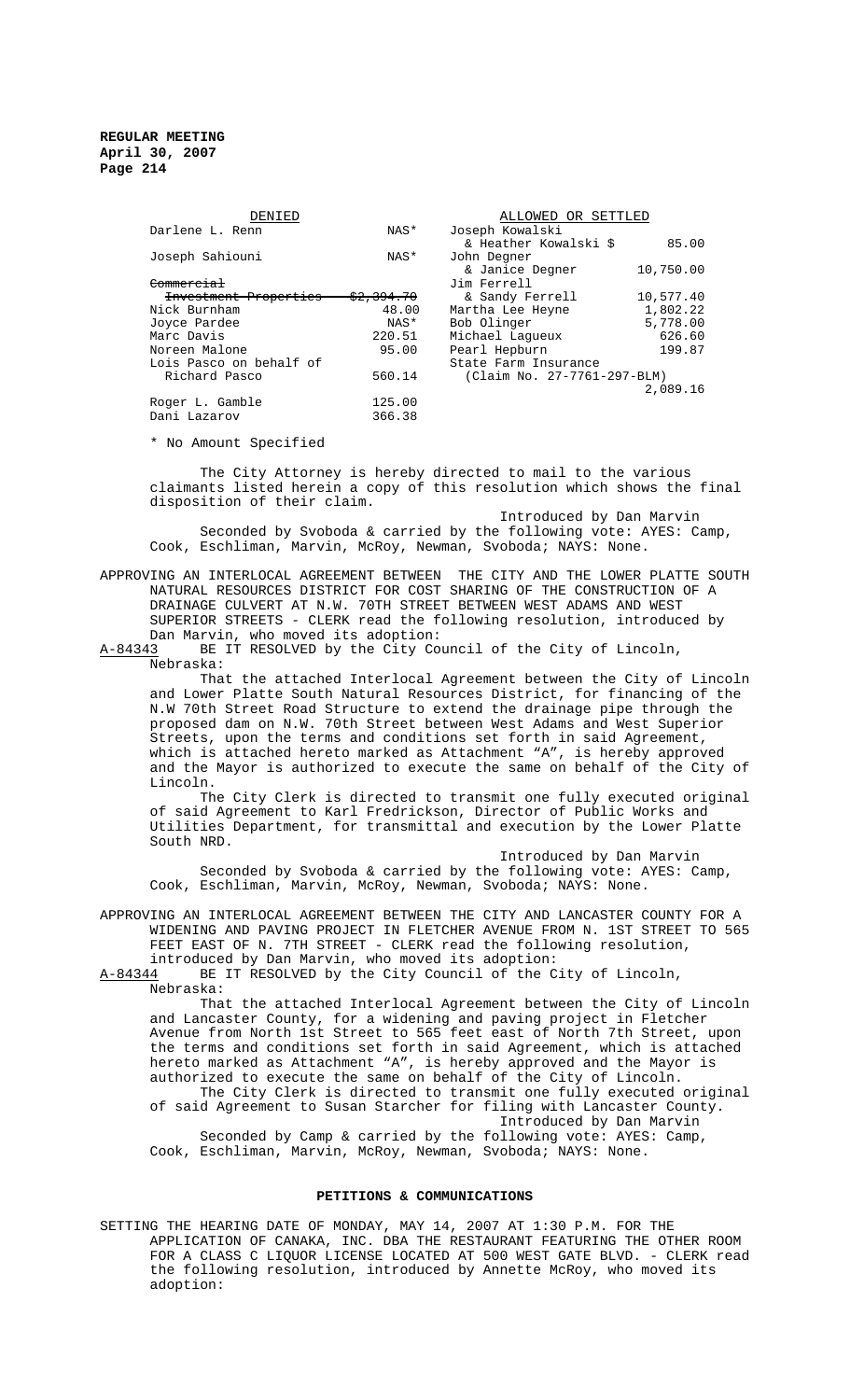| DENIED | | ALLOWED OR SETTLED | |
|---|---|---|---|
| Darlene L. Renn | NAS* | Joseph Kowalski & Heather Kowalski | $ 85.00 |
| Joseph Sahiouni | NAS* | John Degner & Janice Degner | 10,750.00 |
| ~~Commercial Investment Properties~~ | ~~$2,394.70~~ | Jim Ferrell & Sandy Ferrell | 10,577.40 |
| Nick Burnham | 48.00 | Martha Lee Heyne | 1,802.22 |
| Joyce Pardee | NAS* | Bob Olinger | 5,778.00 |
| Marc Davis | 220.51 | Michael Lagueux | 626.60 |
| Noreen Malone | 95.00 | Pearl Hepburn | 199.87 |
| Lois Pasco on behalf of Richard Pasco | 560.14 | State Farm Insurance (Claim No. 27-7761-297-BLM) | 2,089.16 |
| Roger L. Gamble | 125.00 | | |
| Dani Lazarov | 366.38 | | |

\* No Amount Specified

The City Attorney is hereby directed to mail to the various claimants listed herein a copy of this resolution which shows the final disposition of their claim.

Introduced by Dan Marvin

Seconded by Svoboda & carried by the following vote: AYES: Camp, Cook, Eschliman, Marvin, McRoy, Newman, Svoboda; NAYS: None.

APPROVING AN INTERLOCAL AGREEMENT BETWEEN THE CITY AND THE LOWER PLATTE SOUTH NATURAL RESOURCES DISTRICT FOR COST SHARING OF THE CONSTRUCTION OF A DRAINAGE CULVERT AT N.W. 70TH STREET BETWEEN WEST ADAMS AND WEST SUPERIOR STREETS - CLERK read the following resolution, introduced by Dan Marvin, who moved its adoption:

A-84343 BE IT RESOLVED by the City Council of the City of Lincoln, Nebraska:

That the attached Interlocal Agreement between the City of Lincoln and Lower Platte South Natural Resources District, for financing of the N.W 70th Street Road Structure to extend the drainage pipe through the proposed dam on N.W. 70th Street between West Adams and West Superior Streets, upon the terms and conditions set forth in said Agreement, which is attached hereto marked as Attachment "A", is hereby approved and the Mayor is authorized to execute the same on behalf of the City of Lincoln.

The City Clerk is directed to transmit one fully executed original of said Agreement to Karl Fredrickson, Director of Public Works and Utilities Department, for transmittal and execution by the Lower Platte South NRD.

Introduced by Dan Marvin

Seconded by Svoboda & carried by the following vote: AYES: Camp, Cook, Eschliman, Marvin, McRoy, Newman, Svoboda; NAYS: None.

APPROVING AN INTERLOCAL AGREEMENT BETWEEN THE CITY AND LANCASTER COUNTY FOR A WIDENING AND PAVING PROJECT IN FLETCHER AVENUE FROM N. 1ST STREET TO 565 FEET EAST OF N. 7TH STREET - CLERK read the following resolution, introduced by Dan Marvin, who moved its adoption:

A-84344 BE IT RESOLVED by the City Council of the City of Lincoln, Nebraska:

That the attached Interlocal Agreement between the City of Lincoln and Lancaster County, for a widening and paving project in Fletcher Avenue from North 1st Street to 565 feet east of North 7th Street, upon the terms and conditions set forth in said Agreement, which is attached hereto marked as Attachment "A", is hereby approved and the Mayor is authorized to execute the same on behalf of the City of Lincoln.

The City Clerk is directed to transmit one fully executed original of said Agreement to Susan Starcher for filing with Lancaster County.

Introduced by Dan Marvin

Seconded by Camp & carried by the following vote: AYES: Camp, Cook, Eschliman, Marvin, McRoy, Newman, Svoboda; NAYS: None.

## PETITIONS & COMMUNICATIONS

SETTING THE HEARING DATE OF MONDAY, MAY 14, 2007 AT 1:30 P.M. FOR THE APPLICATION OF CANAKA, INC. DBA THE RESTAURANT FEATURING THE OTHER ROOM FOR A CLASS C LIQUOR LICENSE LOCATED AT 500 WEST GATE BLVD. - CLERK read the following resolution, introduced by Annette McRoy, who moved its adoption: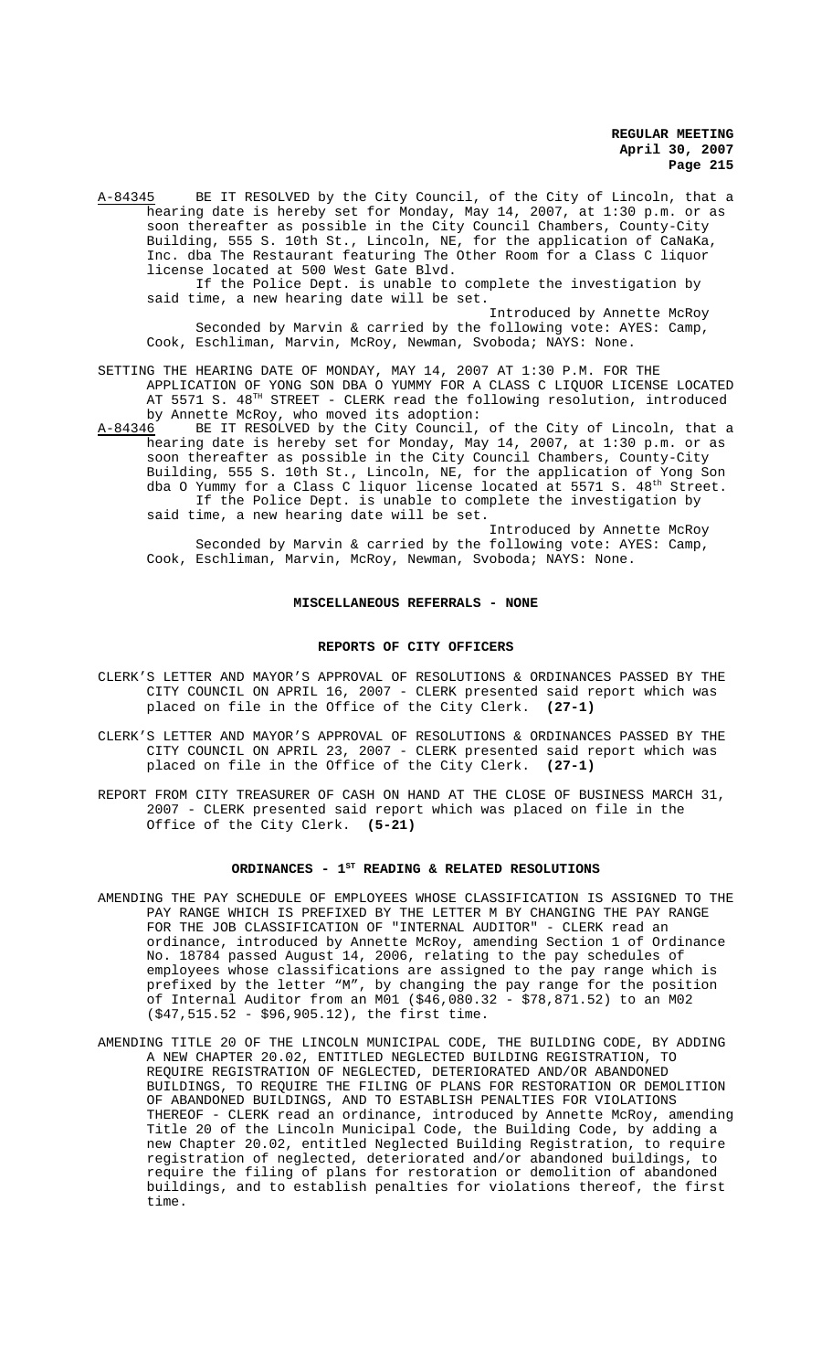A-84345 BE IT RESOLVED by the City Council, of the City of Lincoln, that a hearing date is hereby set for Monday, May 14, 2007, at 1:30 p.m. or as soon thereafter as possible in the City Council Chambers, County-City Building, 555 S. 10th St., Lincoln, NE, for the application of CaNaKa, Inc. dba The Restaurant featuring The Other Room for a Class C liquor license located at 500 West Gate Blvd.

If the Police Dept. is unable to complete the investigation by said time, a new hearing date will be set.

Introduced by Annette McRoy

Seconded by Marvin & carried by the following vote: AYES: Camp, Cook, Eschliman, Marvin, McRoy, Newman, Svoboda; NAYS: None.

SETTING THE HEARING DATE OF MONDAY, MAY 14, 2007 AT 1:30 P.M. FOR THE APPLICATION OF YONG SON DBA O YUMMY FOR A CLASS C LIQUOR LICENSE LOCATED AT 5571 S. 48TH STREET - CLERK read the following resolution, introduced by Annette McRoy, who moved its adoption:

A-84346 BE IT RESOLVED by the City Council, of the City of Lincoln, that a hearing date is hereby set for Monday, May 14, 2007, at 1:30 p.m. or as soon thereafter as possible in the City Council Chambers, County-City Building, 555 S. 10th St., Lincoln, NE, for the application of Yong Son dba O Yummy for a Class C liquor license located at 5571 S. 48th Street.

If the Police Dept. is unable to complete the investigation by said time, a new hearing date will be set.

Introduced by Annette McRoy

Seconded by Marvin & carried by the following vote: AYES: Camp, Cook, Eschliman, Marvin, McRoy, Newman, Svoboda; NAYS: None.

## MISCELLANEOUS REFERRALS - NONE

## REPORTS OF CITY OFFICERS

CLERK'S LETTER AND MAYOR'S APPROVAL OF RESOLUTIONS & ORDINANCES PASSED BY THE CITY COUNCIL ON APRIL 16, 2007 - CLERK presented said report which was placed on file in the Office of the City Clerk. **(27-1)**

CLERK'S LETTER AND MAYOR'S APPROVAL OF RESOLUTIONS & ORDINANCES PASSED BY THE CITY COUNCIL ON APRIL 23, 2007 - CLERK presented said report which was placed on file in the Office of the City Clerk. **(27-1)**

REPORT FROM CITY TREASURER OF CASH ON HAND AT THE CLOSE OF BUSINESS MARCH 31, 2007 - CLERK presented said report which was placed on file in the Office of the City Clerk. **(5-21)**

## ORDINANCES - 1ST READING & RELATED RESOLUTIONS

AMENDING THE PAY SCHEDULE OF EMPLOYEES WHOSE CLASSIFICATION IS ASSIGNED TO THE PAY RANGE WHICH IS PREFIXED BY THE LETTER M BY CHANGING THE PAY RANGE FOR THE JOB CLASSIFICATION OF "INTERNAL AUDITOR" - CLERK read an ordinance, introduced by Annette McRoy, amending Section 1 of Ordinance No. 18784 passed August 14, 2006, relating to the pay schedules of employees whose classifications are assigned to the pay range which is prefixed by the letter "M", by changing the pay range for the position of Internal Auditor from an M01 ($46,080.32 - $78,871.52) to an M02 ($47,515.52 - $96,905.12), the first time.

AMENDING TITLE 20 OF THE LINCOLN MUNICIPAL CODE, THE BUILDING CODE, BY ADDING A NEW CHAPTER 20.02, ENTITLED NEGLECTED BUILDING REGISTRATION, TO REQUIRE REGISTRATION OF NEGLECTED, DETERIORATED AND/OR ABANDONED BUILDINGS, TO REQUIRE THE FILING OF PLANS FOR RESTORATION OR DEMOLITION OF ABANDONED BUILDINGS, AND TO ESTABLISH PENALTIES FOR VIOLATIONS THEREOF - CLERK read an ordinance, introduced by Annette McRoy, amending Title 20 of the Lincoln Municipal Code, the Building Code, by adding a new Chapter 20.02, entitled Neglected Building Registration, to require registration of neglected, deteriorated and/or abandoned buildings, to require the filing of plans for restoration or demolition of abandoned buildings, and to establish penalties for violations thereof, the first time.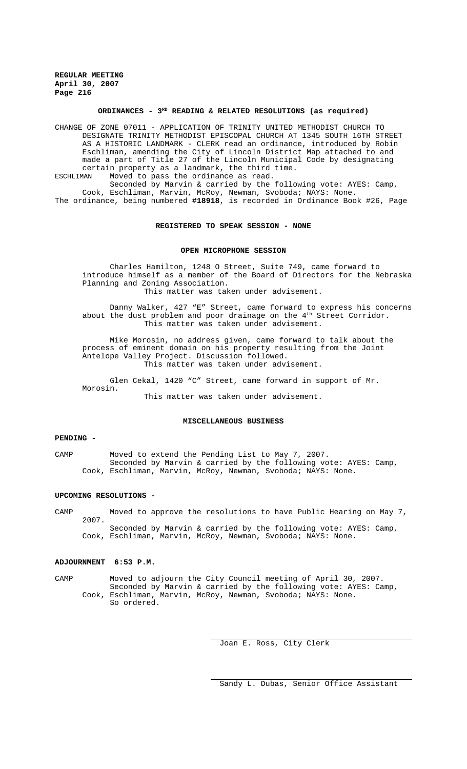## ORDINANCES - 3[RD] READING & RELATED RESOLUTIONS (as required)

CHANGE OF ZONE 07011 - APPLICATION OF TRINITY UNITED METHODIST CHURCH TO DESIGNATE TRINITY METHODIST EPISCOPAL CHURCH AT 1345 SOUTH 16TH STREET AS A HISTORIC LANDMARK - CLERK read an ordinance, introduced by Robin Eschliman, amending the City of Lincoln District Map attached to and made a part of Title 27 of the Lincoln Municipal Code by designating certain property as a landmark, the third time.

ESCHLIMAN Moved to pass the ordinance as read.

Seconded by Marvin & carried by the following vote: AYES: Camp, Cook, Eschliman, Marvin, McRoy, Newman, Svoboda; NAYS: None.

The ordinance, being numbered **#18918**, is recorded in Ordinance Book #26, Page

## REGISTERED TO SPEAK SESSION - NONE

## OPEN MICROPHONE SESSION

Charles Hamilton, 1248 O Street, Suite 749, came forward to introduce himself as a member of the Board of Directors for the Nebraska Planning and Zoning Association.

This matter was taken under advisement.

Danny Walker, 427 "E" Street, came forward to express his concerns about the dust problem and poor drainage on the 4[th] Street Corridor.

This matter was taken under advisement.

Mike Morosin, no address given, came forward to talk about the process of eminent domain on his property resulting from the Joint Antelope Valley Project. Discussion followed.

This matter was taken under advisement.

Glen Cekal, 1420 "C" Street, came forward in support of Mr. Morosin.

This matter was taken under advisement.

## MISCELLANEOUS BUSINESS

**PENDING -**

CAMP Moved to extend the Pending List to May 7, 2007.

Seconded by Marvin & carried by the following vote: AYES: Camp, Cook, Eschliman, Marvin, McRoy, Newman, Svoboda; NAYS: None.

**UPCOMING RESOLUTIONS -**

CAMP Moved to approve the resolutions to have Public Hearing on May 7, 2007.

Seconded by Marvin & carried by the following vote: AYES: Camp, Cook, Eschliman, Marvin, McRoy, Newman, Svoboda; NAYS: None.

**ADJOURNMENT 6:53 P.M.**

CAMP Moved to adjourn the City Council meeting of April 30, 2007.

Seconded by Marvin & carried by the following vote: AYES: Camp, Cook, Eschliman, Marvin, McRoy, Newman, Svoboda; NAYS: None.

So ordered.

Joan E. Ross, City Clerk

Sandy L. Dubas, Senior Office Assistant